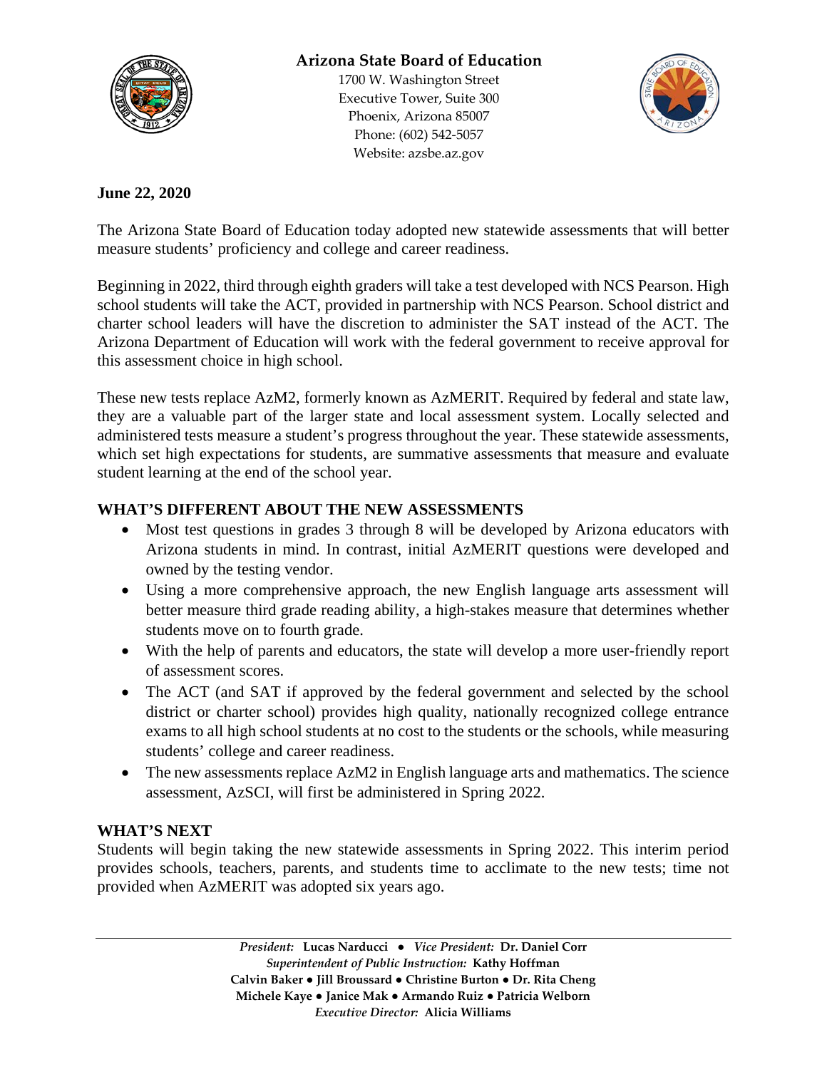# Arizona State Board of Education

1700 W. Washington Street
Executive Tower, Suite 300
Phoenix, Arizona 85007
Phone: (602) 542-5057
Website: azsbe.az.gov

**June 22, 2020**

The Arizona State Board of Education today adopted new statewide assessments that will better measure students' proficiency and college and career readiness.

Beginning in 2022, third through eighth graders will take a test developed with NCS Pearson. High school students will take the ACT, provided in partnership with NCS Pearson. School district and charter school leaders will have the discretion to administer the SAT instead of the ACT. The Arizona Department of Education will work with the federal government to receive approval for this assessment choice in high school.

These new tests replace AzM2, formerly known as AzMERIT. Required by federal and state law, they are a valuable part of the larger state and local assessment system. Locally selected and administered tests measure a student's progress throughout the year. These statewide assessments, which set high expectations for students, are summative assessments that measure and evaluate student learning at the end of the school year.

## WHAT'S DIFFERENT ABOUT THE NEW ASSESSMENTS

- Most test questions in grades 3 through 8 will be developed by Arizona educators with Arizona students in mind. In contrast, initial AzMERIT questions were developed and owned by the testing vendor.
- Using a more comprehensive approach, the new English language arts assessment will better measure third grade reading ability, a high-stakes measure that determines whether students move on to fourth grade.
- With the help of parents and educators, the state will develop a more user-friendly report of assessment scores.
- The ACT (and SAT if approved by the federal government and selected by the school district or charter school) provides high quality, nationally recognized college entrance exams to all high school students at no cost to the students or the schools, while measuring students' college and career readiness.
- The new assessments replace AzM2 in English language arts and mathematics. The science assessment, AzSCI, will first be administered in Spring 2022.

## WHAT'S NEXT

Students will begin taking the new statewide assessments in Spring 2022. This interim period provides schools, teachers, parents, and students time to acclimate to the new tests; time not provided when AzMERIT was adopted six years ago.

*President:* **Lucas Narducci** ● *Vice President:* **Dr. Daniel Corr**
*Superintendent of Public Instruction:* **Kathy Hoffman**
**Calvin Baker ● Jill Broussard ● Christine Burton ● Dr. Rita Cheng**
**Michele Kaye ● Janice Mak ● Armando Ruiz ● Patricia Welborn**
*Executive Director:* **Alicia Williams**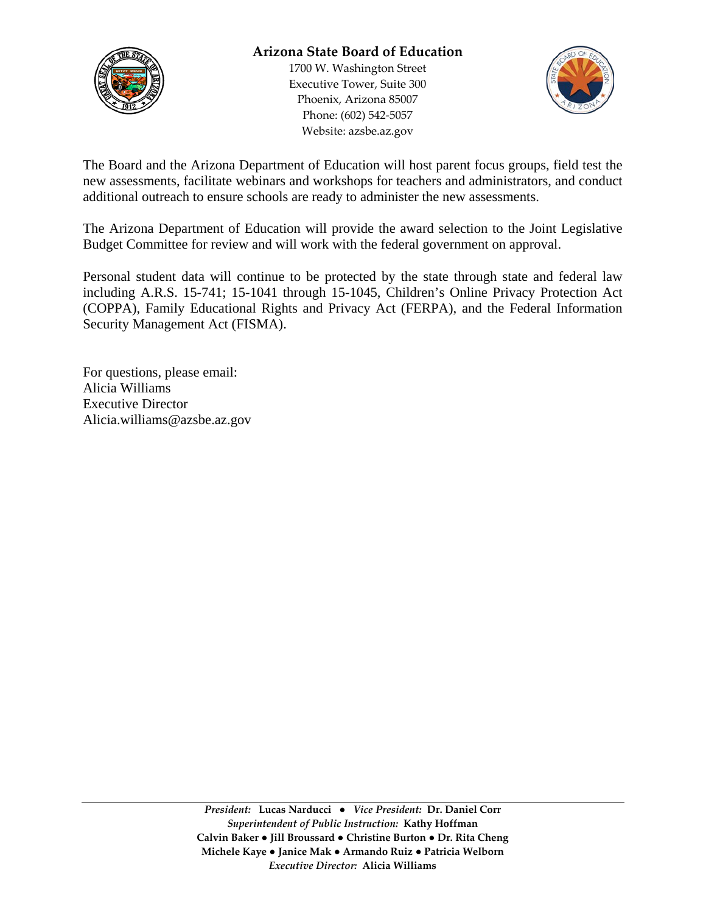**Arizona State Board of Education**
1700 W. Washington Street
Executive Tower, Suite 300
Phoenix, Arizona 85007
Phone: (602) 542-5057
Website: azsbe.az.gov

The Board and the Arizona Department of Education will host parent focus groups, field test the new assessments, facilitate webinars and workshops for teachers and administrators, and conduct additional outreach to ensure schools are ready to administer the new assessments.

The Arizona Department of Education will provide the award selection to the Joint Legislative Budget Committee for review and will work with the federal government on approval.

Personal student data will continue to be protected by the state through state and federal law including A.R.S. 15-741; 15-1041 through 15-1045, Children's Online Privacy Protection Act (COPPA), Family Educational Rights and Privacy Act (FERPA), and the Federal Information Security Management Act (FISMA).

For questions, please email:
Alicia Williams
Executive Director
Alicia.williams@azsbe.az.gov

*President:* **Lucas Narducci** ● *Vice President:* **Dr. Daniel Corr**
*Superintendent of Public Instruction:* **Kathy Hoffman**
**Calvin Baker ● Jill Broussard ● Christine Burton ● Dr. Rita Cheng**
**Michele Kaye ● Janice Mak ● Armando Ruiz ● Patricia Welborn**
*Executive Director:* **Alicia Williams**